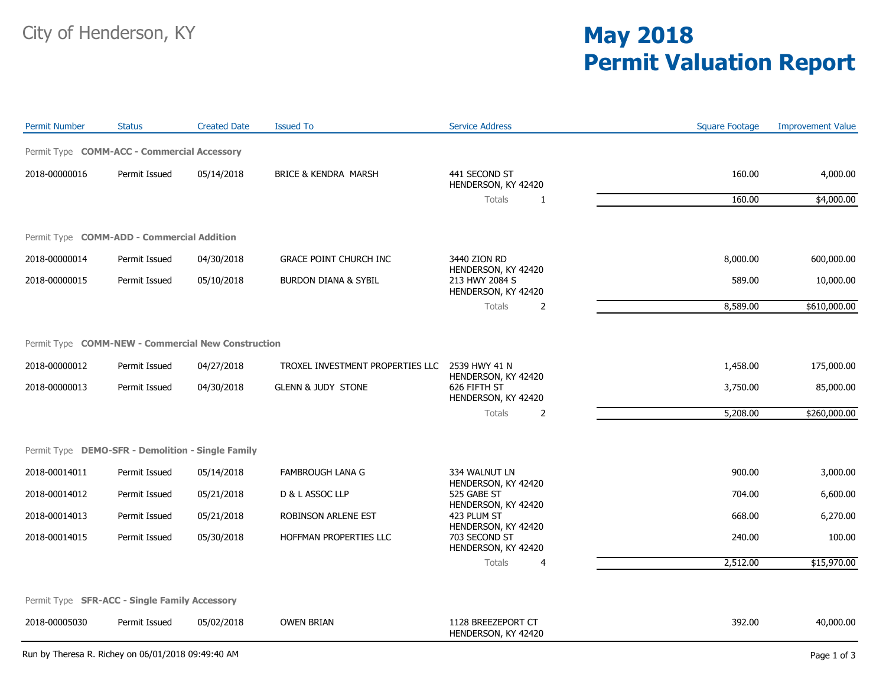City of Henderson, KY

# May 2018 Permit Valuation Report

| Permit Number | Status | Created Date | Issued To | Service Address | Square Footage | Improvement Value |
|---|---|---|---|---|---|---|
| Permit Type **COMM-ACC - Commercial Accessory** | | | | | | |
| 2018-00000016 | Permit Issued | 05/14/2018 | BRICE & KENDRA MARSH | 441 SECOND ST HENDERSON, KY 42420 | 160.00 | 4,000.00 |
| | | | | Totals 1 | 160.00 | $4,000.00 |
| Permit Type **COMM-ADD - Commercial Addition** | | | | | | |
| 2018-00000014 | Permit Issued | 04/30/2018 | GRACE POINT CHURCH INC | 3440 ZION RD HENDERSON, KY 42420 | 8,000.00 | 600,000.00 |
| 2018-00000015 | Permit Issued | 05/10/2018 | BURDON DIANA & SYBIL | 213 HWY 2084 S HENDERSON, KY 42420 | 589.00 | 10,000.00 |
| | | | | Totals 2 | 8,589.00 | $610,000.00 |
| Permit Type **COMM-NEW - Commercial New Construction** | | | | | | |
| 2018-00000012 | Permit Issued | 04/27/2018 | TROXEL INVESTMENT PROPERTIES LLC | 2539 HWY 41 N HENDERSON, KY 42420 | 1,458.00 | 175,000.00 |
| 2018-00000013 | Permit Issued | 04/30/2018 | GLENN & JUDY STONE | 626 FIFTH ST HENDERSON, KY 42420 | 3,750.00 | 85,000.00 |
| | | | | Totals 2 | 5,208.00 | $260,000.00 |
| Permit Type **DEMO-SFR - Demolition - Single Family** | | | | | | |
| 2018-00014011 | Permit Issued | 05/14/2018 | FAMBROUGH LANA G | 334 WALNUT LN HENDERSON, KY 42420 | 900.00 | 3,000.00 |
| 2018-00014012 | Permit Issued | 05/21/2018 | D & L ASSOC LLP | 525 GABE ST HENDERSON, KY 42420 | 704.00 | 6,600.00 |
| 2018-00014013 | Permit Issued | 05/21/2018 | ROBINSON ARLENE EST | 423 PLUM ST HENDERSON, KY 42420 | 668.00 | 6,270.00 |
| 2018-00014015 | Permit Issued | 05/30/2018 | HOFFMAN PROPERTIES LLC | 703 SECOND ST HENDERSON, KY 42420 | 240.00 | 100.00 |
| | | | | Totals 4 | 2,512.00 | $15,970.00 |
| Permit Type **SFR-ACC - Single Family Accessory** | | | | | | |
| 2018-00005030 | Permit Issued | 05/02/2018 | OWEN BRIAN | 1128 BREEZEPORT CT HENDERSON, KY 42420 | 392.00 | 40,000.00 |

Run by Theresa R. Richey on 06/01/2018 09:49:40 AM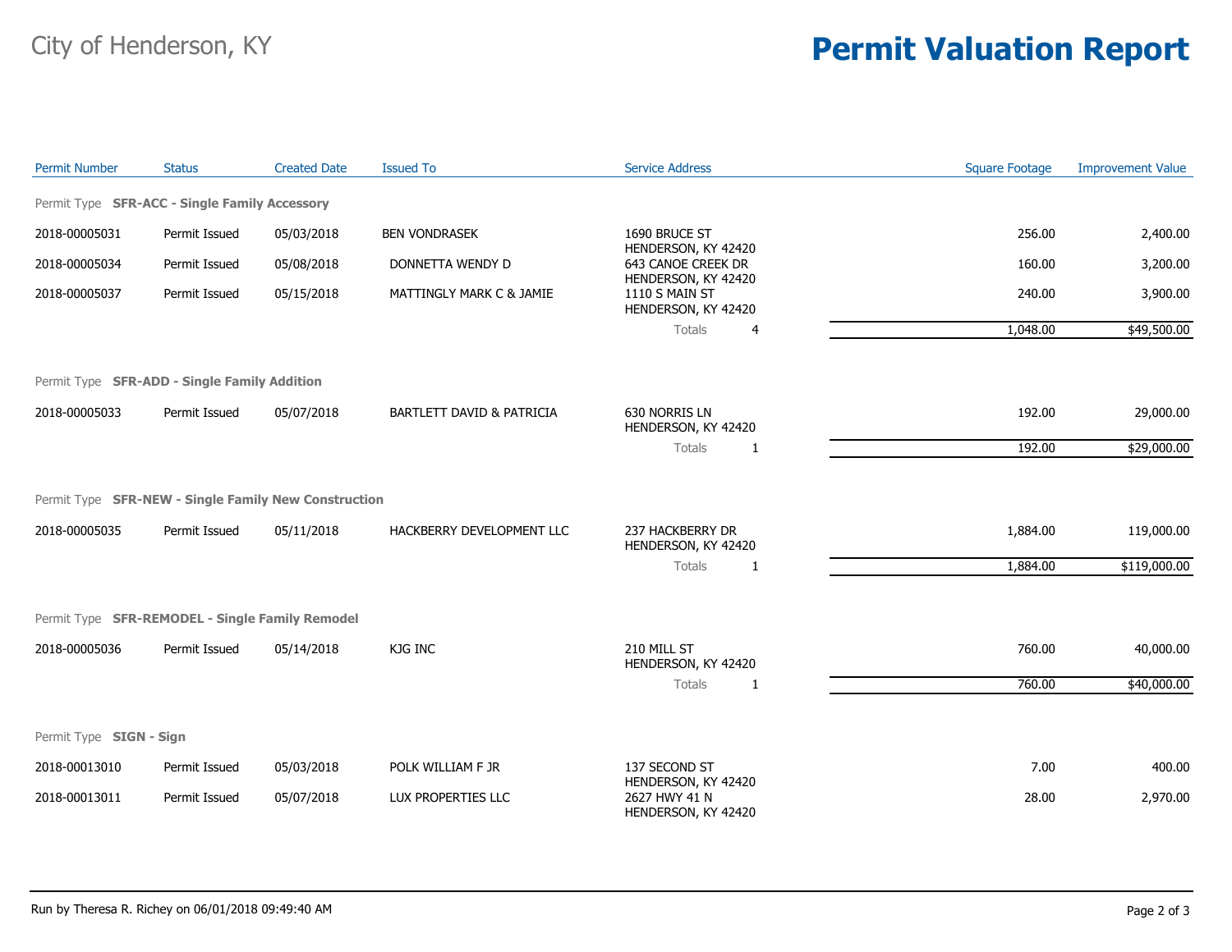City of Henderson, KY

# Permit Valuation Report

| Permit Number | Status | Created Date | Issued To | Service Address | | Square Footage | Improvement Value |
|---|---|---|---|---|---|---|---|
| **Permit Type SFR-ACC - Single Family Accessory** | | | | | | | |
| 2018-00005031 | Permit Issued | 05/03/2018 | BEN VONDRASEK | 1690 BRUCE ST HENDERSON, KY 42420 | | 256.00 | 2,400.00 |
| 2018-00005034 | Permit Issued | 05/08/2018 | DONNETTA WENDY D | 643 CANOE CREEK DR HENDERSON, KY 42420 | | 160.00 | 3,200.00 |
| 2018-00005037 | Permit Issued | 05/15/2018 | MATTINGLY MARK C & JAMIE | 1110 S MAIN ST HENDERSON, KY 42420 | | 240.00 | 3,900.00 |
| | | | | Totals | 4 | 1,048.00 | $49,500.00 |
| **Permit Type SFR-ADD - Single Family Addition** | | | | | | | |
| 2018-00005033 | Permit Issued | 05/07/2018 | BARTLETT DAVID & PATRICIA | 630 NORRIS LN HENDERSON, KY 42420 | | 192.00 | 29,000.00 |
| | | | | Totals | 1 | 192.00 | $29,000.00 |
| **Permit Type SFR-NEW - Single Family New Construction** | | | | | | | |
| 2018-00005035 | Permit Issued | 05/11/2018 | HACKBERRY DEVELOPMENT LLC | 237 HACKBERRY DR HENDERSON, KY 42420 | | 1,884.00 | 119,000.00 |
| | | | | Totals | 1 | 1,884.00 | $119,000.00 |
| **Permit Type SFR-REMODEL - Single Family Remodel** | | | | | | | |
| 2018-00005036 | Permit Issued | 05/14/2018 | KJG INC | 210 MILL ST HENDERSON, KY 42420 | | 760.00 | 40,000.00 |
| | | | | Totals | 1 | 760.00 | $40,000.00 |
| **Permit Type SIGN - Sign** | | | | | | | |
| 2018-00013010 | Permit Issued | 05/03/2018 | POLK WILLIAM F JR | 137 SECOND ST HENDERSON, KY 42420 | | 7.00 | 400.00 |
| 2018-00013011 | Permit Issued | 05/07/2018 | LUX PROPERTIES LLC | 2627 HWY 41 N HENDERSON, KY 42420 | | 28.00 | 2,970.00 |

Run by Theresa R. Richey on 06/01/2018 09:49:40 AM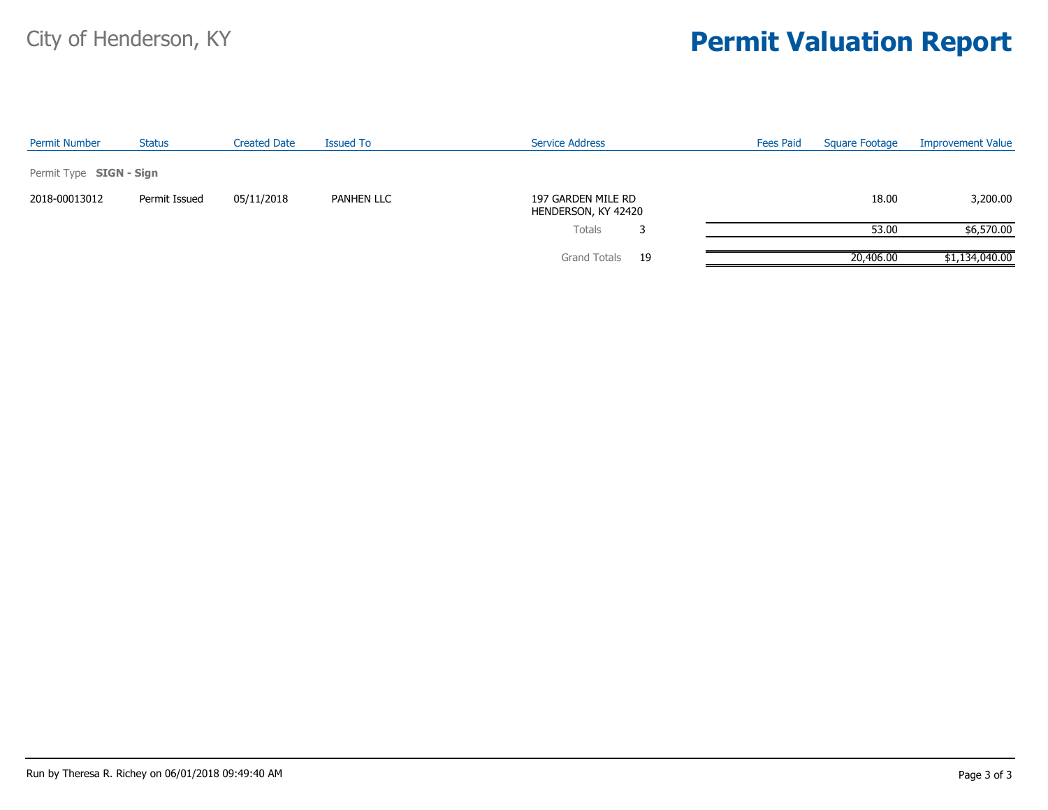# City of Henderson, KY

# Permit Valuation Report

| Permit Number | Status | Created Date | Issued To | Service Address | | Fees Paid | Square Footage | Improvement Value |
|---|---|---|---|---|---|---|---|---|
| Permit Type **SIGN - Sign** | | | | | | | | |
| 2018-00013012 | Permit Issued | 05/11/2018 | PANHEN LLC | 197 GARDEN MILE RD HENDERSON, KY 42420 | | | 18.00 | 3,200.00 |
| | | | | Totals | 3 | | 53.00 | $6,570.00 |
| | | | | Grand Totals | 19 | | 20,406.00 | $1,134,040.00 |

Run by Theresa R. Richey on 06/01/2018 09:49:40 AM